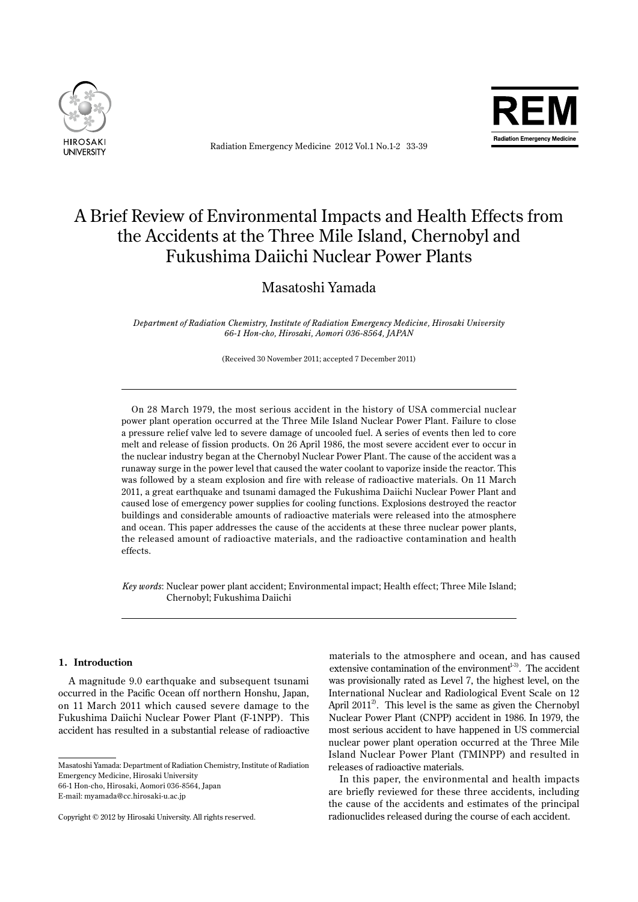# A Brief Review of Environmental Impacts and Health Effects from the Accidents at the Three Mile Island, Chernobyl and Fukushima Daiichi Nuclear Power Plants

Masatoshi Yamada

*Department of Radiation Chemistry, Institute of Radiation Emergency Medicine, Hirosaki University*
*66-1 Hon-cho, Hirosaki, Aomori 036-8564, JAPAN*

(Received 30 November 2011; accepted 7 December 2011)

---

On 28 March 1979, the most serious accident in the history of USA commercial nuclear power plant operation occurred at the Three Mile Island Nuclear Power Plant. Failure to close a pressure relief valve led to severe damage of uncooled fuel. A series of events then led to core melt and release of fission products. On 26 April 1986, the most severe accident ever to occur in the nuclear industry began at the Chernobyl Nuclear Power Plant. The cause of the accident was a runaway surge in the power level that caused the water coolant to vaporize inside the reactor. This was followed by a steam explosion and fire with release of radioactive materials. On 11 March 2011, a great earthquake and tsunami damaged the Fukushima Daiichi Nuclear Power Plant and caused lose of emergency power supplies for cooling functions. Explosions destroyed the reactor buildings and considerable amounts of radioactive materials were released into the atmosphere and ocean. This paper addresses the cause of the accidents at these three nuclear power plants, the released amount of radioactive materials, and the radioactive contamination and health effects.

*Key words*: Nuclear power plant accident; Environmental impact; Health effect; Three Mile Island; Chernobyl; Fukushima Daiichi

---

## 1. Introduction

A magnitude 9.0 earthquake and subsequent tsunami occurred in the Pacific Ocean off northern Honshu, Japan, on 11 March 2011 which caused severe damage to the Fukushima Daiichi Nuclear Power Plant (F-1NPP). This accident has resulted in a substantial release of radioactive materials to the atmosphere and ocean, and has caused extensive contamination of the environment[1-3]. The accident was provisionally rated as Level 7, the highest level, on the International Nuclear and Radiological Event Scale on 12 April 2011[2]. This level is the same as given the Chernobyl Nuclear Power Plant (CNPP) accident in 1986. In 1979, the most serious accident to have happened in US commercial nuclear power plant operation occurred at the Three Mile Island Nuclear Power Plant (TMINPP) and resulted in releases of radioactive materials.

In this paper, the environmental and health impacts are briefly reviewed for these three accidents, including the cause of the accidents and estimates of the principal radionuclides released during the course of each accident.

---

Masatoshi Yamada: Department of Radiation Chemistry, Institute of Radiation Emergency Medicine, Hirosaki University
66-1 Hon-cho, Hirosaki, Aomori 036-8564, Japan
E-mail: myamada@cc.hirosaki-u.ac.jp

Copyright © 2012 by Hirosaki University. All rights reserved.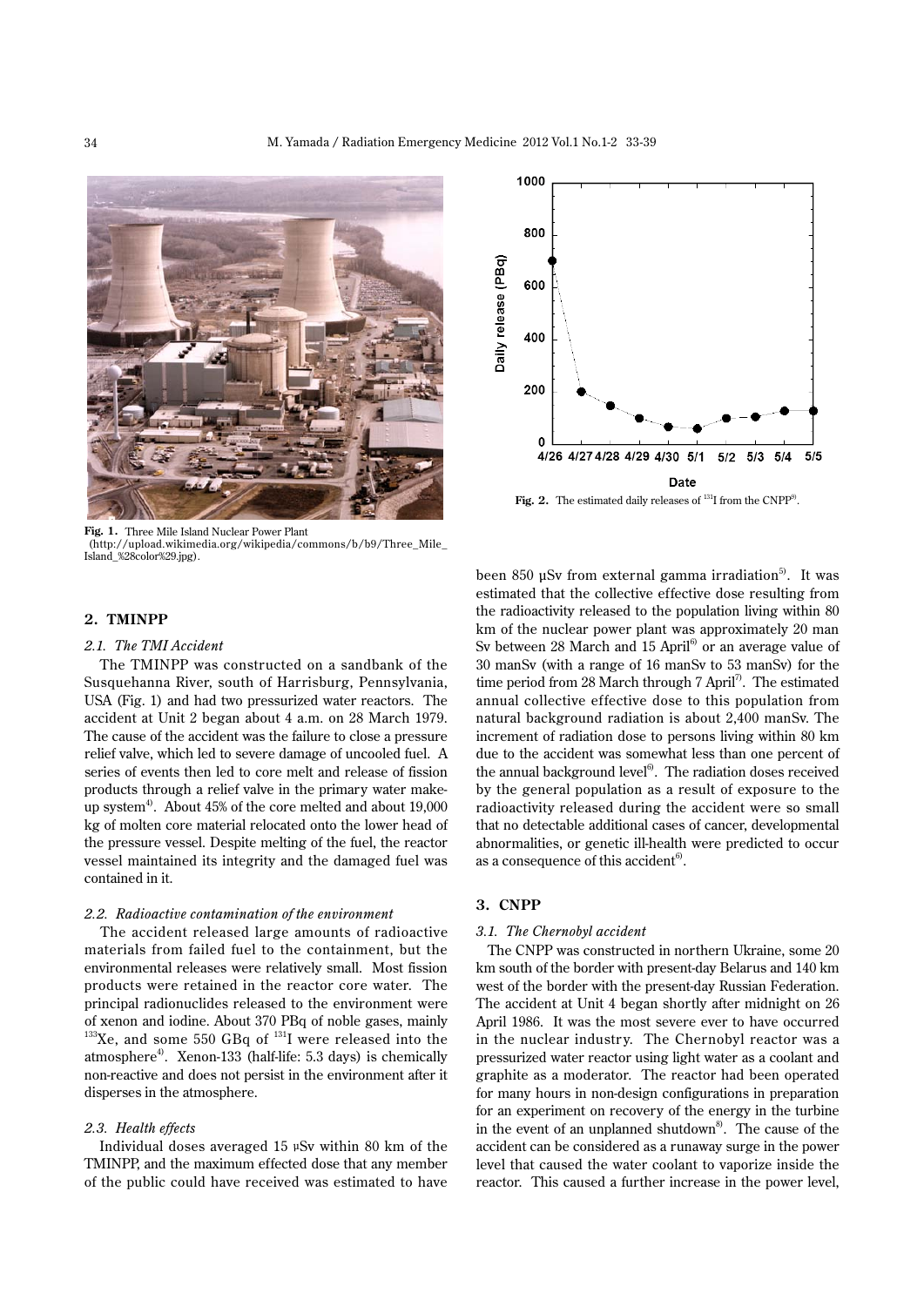Fig. 1. Three Mile Island Nuclear Power Plant (http://upload.wikimedia.org/wikipedia/commons/b/b9/Three_Mile_Island_%28color%29.jpg).

Fig. 2. The estimated daily releases of $^{131}$I from the CNPP[9].

## 2. TMINPP

### 2.1. The TMI Accident

The TMINPP was constructed on a sandbank of the Susquehanna River, south of Harrisburg, Pennsylvania, USA (Fig. 1) and had two pressurized water reactors. The accident at Unit 2 began about 4 a.m. on 28 March 1979. The cause of the accident was the failure to close a pressure relief valve, which led to severe damage of uncooled fuel. A series of events then led to core melt and release of fission products through a relief valve in the primary water make-up system[4]. About 45% of the core melted and about 19,000 kg of molten core material relocated onto the lower head of the pressure vessel. Despite melting of the fuel, the reactor vessel maintained its integrity and the damaged fuel was contained in it.

### 2.2. Radioactive contamination of the environment

The accident released large amounts of radioactive materials from failed fuel to the containment, but the environmental releases were relatively small. Most fission products were retained in the reactor core water. The principal radionuclides released to the environment were of xenon and iodine. About 370 PBq of noble gases, mainly $^{133}$Xe, and some 550 GBq of $^{131}$I were released into the atmosphere[4]. Xenon-133 (half-life: 5.3 days) is chemically non-reactive and does not persist in the environment after it disperses in the atmosphere.

### 2.3. Health effects

Individual doses averaged 15 μSv within 80 km of the TMINPP, and the maximum effected dose that any member of the public could have received was estimated to have been 850 μSv from external gamma irradiation[5]. It was estimated that the collective effective dose resulting from the radioactivity released to the population living within 80 km of the nuclear power plant was approximately 20 man Sv between 28 March and 15 April[6] or an average value of 30 manSv (with a range of 16 manSv to 53 manSv) for the time period from 28 March through 7 April[7]. The estimated annual collective effective dose to this population from natural background radiation is about 2,400 manSv. The increment of radiation dose to persons living within 80 km due to the accident was somewhat less than one percent of the annual background level[6]. The radiation doses received by the general population as a result of exposure to the radioactivity released during the accident were so small that no detectable additional cases of cancer, developmental abnormalities, or genetic ill-health were predicted to occur as a consequence of this accident[6].

## 3. CNPP

### 3.1. The Chernobyl accident

The CNPP was constructed in northern Ukraine, some 20 km south of the border with present-day Belarus and 140 km west of the border with the present-day Russian Federation. The accident at Unit 4 began shortly after midnight on 26 April 1986. It was the most severe ever to have occurred in the nuclear industry. The Chernobyl reactor was a pressurized water reactor using light water as a coolant and graphite as a moderator. The reactor had been operated for many hours in non-design configurations in preparation for an experiment on recovery of the energy in the turbine in the event of an unplanned shutdown[8]. The cause of the accident can be considered as a runaway surge in the power level that caused the water coolant to vaporize inside the reactor. This caused a further increase in the power level,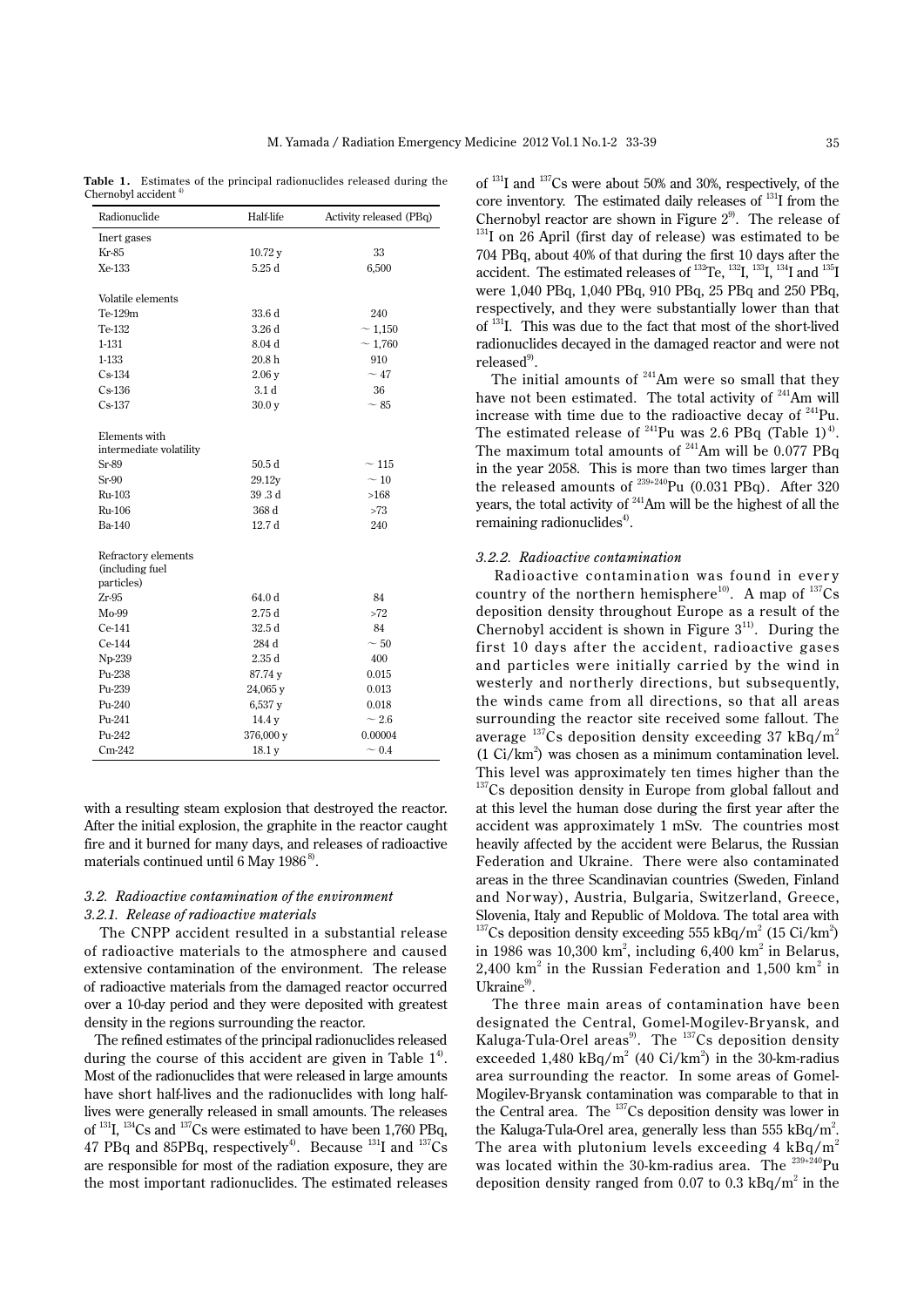**Table 1.** Estimates of the principal radionuclides released during the Chernobyl accident [4]

| Radionuclide | Half-life | Activity released (PBq) |
|---|---|---|
| Inert gases | | |
| Kr-85 | 10.72 y | 33 |
| Xe-133 | 5.25 d | 6,500 |
| | | |
| Volatile elements | | |
| Te-129m | 33.6 d | 240 |
| Te-132 | 3.26 d | ~ 1,150 |
| I-131 | 8.04 d | ~ 1,760 |
| I-133 | 20.8 h | 910 |
| Cs-134 | 2.06 y | ~ 47 |
| Cs-136 | 3.1 d | 36 |
| Cs-137 | 30.0 y | ~ 85 |
| | | |
| Elements with intermediate volatility | | |
| Sr-89 | 50.5 d | ~ 115 |
| Sr-90 | 29.12y | ~ 10 |
| Ru-103 | 39 .3 d | >168 |
| Ru-106 | 368 d | >73 |
| Ba-140 | 12.7 d | 240 |
| | | |
| Refractory elements (including fuel particles) | | |
| Zr-95 | 64.0 d | 84 |
| Mo-99 | 2.75 d | >72 |
| Ce-141 | 32.5 d | 84 |
| Ce-144 | 284 d | ~ 50 |
| Np-239 | 2.35 d | 400 |
| Pu-238 | 87.74 y | 0.015 |
| Pu-239 | 24,065 y | 0.013 |
| Pu-240 | 6,537 y | 0.018 |
| Pu-241 | 14.4 y | ~ 2.6 |
| Pu-242 | 376,000 y | 0.00004 |
| Cm-242 | 18.1 y | ~ 0.4 |

with a resulting steam explosion that destroyed the reactor. After the initial explosion, the graphite in the reactor caught fire and it burned for many days, and releases of radioactive materials continued until 6 May 1986 [8].

### 3.2. Radioactive contamination of the environment

#### 3.2.1. Release of radioactive materials

The CNPP accident resulted in a substantial release of radioactive materials to the atmosphere and caused extensive contamination of the environment. The release of radioactive materials from the damaged reactor occurred over a 10-day period and they were deposited with greatest density in the regions surrounding the reactor.

The refined estimates of the principal radionuclides released during the course of this accident are given in Table 1[4]. Most of the radionuclides that were released in large amounts have short half-lives and the radionuclides with long half-lives were generally released in small amounts. The releases of $^{131}$I, $^{134}$Cs and $^{137}$Cs were estimated to have been 1,760 PBq, 47 PBq and 85PBq, respectively[4]. Because $^{131}$I and $^{137}$Cs are responsible for most of the radiation exposure, they are the most important radionuclides. The estimated releases of $^{131}$I and $^{137}$Cs were about 50% and 30%, respectively, of the core inventory. The estimated daily releases of $^{131}$I from the Chernobyl reactor are shown in Figure 2[9]. The release of $^{131}$I on 26 April (first day of release) was estimated to be 704 PBq, about 40% of that during the first 10 days after the accident. The estimated releases of $^{132}$Te, $^{132}$I, $^{133}$I, $^{134}$I and $^{135}$I were 1,040 PBq, 1,040 PBq, 910 PBq, 25 PBq and 250 PBq, respectively, and they were substantially lower than that of $^{131}$I. This was due to the fact that most of the short-lived radionuclides decayed in the damaged reactor and were not released[9].

The initial amounts of $^{241}$Am were so small that they have not been estimated. The total activity of $^{241}$Am will increase with time due to the radioactive decay of $^{241}$Pu. The estimated release of $^{241}$Pu was 2.6 PBq (Table 1)[4]. The maximum total amounts of $^{241}$Am will be 0.077 PBq in the year 2058. This is more than two times larger than the released amounts of $^{239+240}$Pu (0.031 PBq). After 320 years, the total activity of $^{241}$Am will be the highest of all the remaining radionuclides[4].

#### 3.2.2. Radioactive contamination

Radioactive contamination was found in every country of the northern hemisphere[10]. A map of $^{137}$Cs deposition density throughout Europe as a result of the Chernobyl accident is shown in Figure 3[11]. During the first 10 days after the accident, radioactive gases and particles were initially carried by the wind in westerly and northerly directions, but subsequently, the winds came from all directions, so that all areas surrounding the reactor site received some fallout. The average $^{137}$Cs deposition density exceeding 37 kBq/m$^2$ (1 Ci/km$^2$) was chosen as a minimum contamination level. This level was approximately ten times higher than the $^{137}$Cs deposition density in Europe from global fallout and at this level the human dose during the first year after the accident was approximately 1 mSv. The countries most heavily affected by the accident were Belarus, the Russian Federation and Ukraine. There were also contaminated areas in the three Scandinavian countries (Sweden, Finland and Norway), Austria, Bulgaria, Switzerland, Greece, Slovenia, Italy and Republic of Moldova. The total area with $^{137}$Cs deposition density exceeding 555 kBq/m$^2$ (15 Ci/km$^2$) in 1986 was 10,300 km$^2$, including 6,400 km$^2$ in Belarus, 2,400 km$^2$ in the Russian Federation and 1,500 km$^2$ in Ukraine[9].

The three main areas of contamination have been designated the Central, Gomel-Mogilev-Bryansk, and Kaluga-Tula-Orel areas[9]. The $^{137}$Cs deposition density exceeded 1,480 kBq/m$^2$ (40 Ci/km$^2$) in the 30-km-radius area surrounding the reactor. In some areas of Gomel-Mogilev-Bryansk contamination was comparable to that in the Central area. The $^{137}$Cs deposition density was lower in the Kaluga-Tula-Orel area, generally less than 555 kBq/m$^2$. The area with plutonium levels exceeding 4 kBq/m$^2$ was located within the 30-km-radius area. The $^{239+240}$Pu deposition density ranged from 0.07 to 0.3 kBq/m$^2$ in the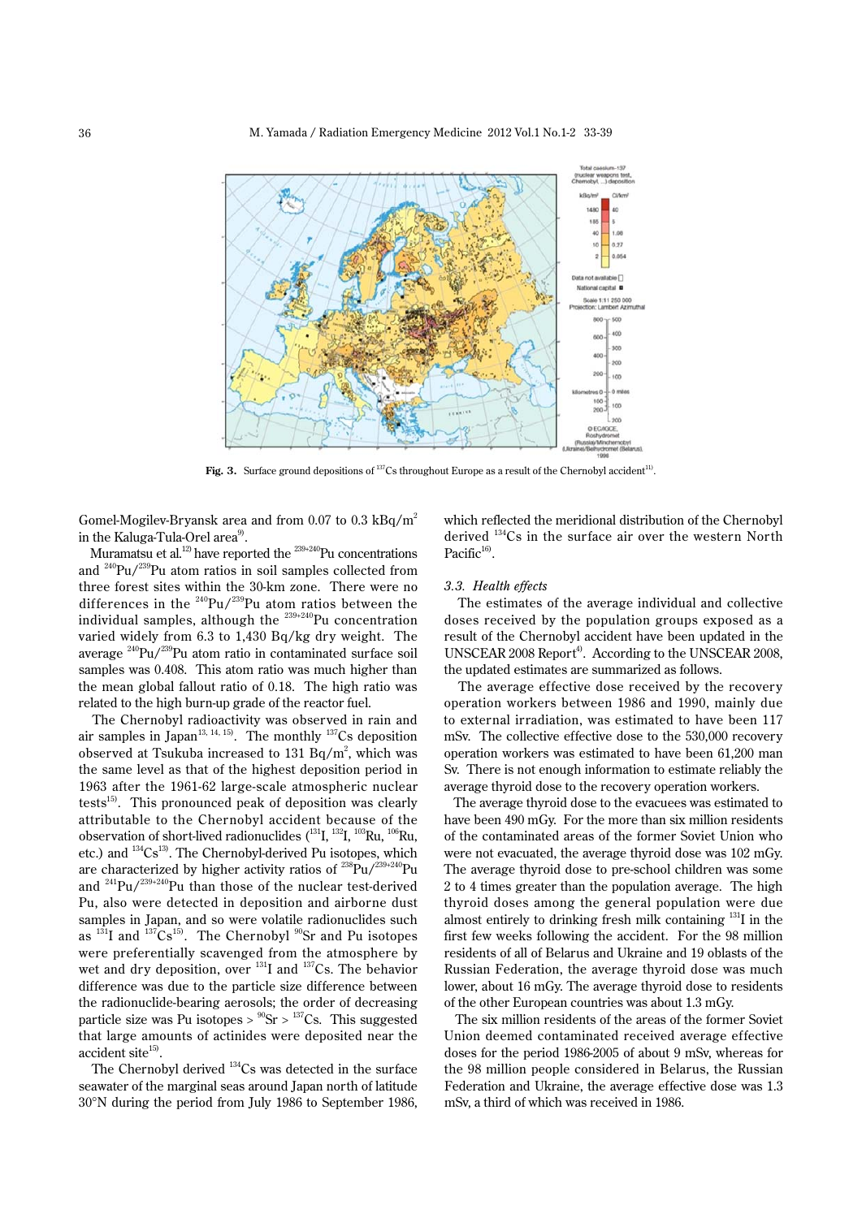Fig. 3. Surface ground depositions of $^{137}Cs$ throughout Europe as a result of the Chernobyl accident[11].

Gomel-Mogilev-Bryansk area and from 0.07 to 0.3 $kBq/m^2$ in the Kaluga-Tula-Orel area[9].

Muramatsu et al.[12] have reported the $^{239+240}Pu$ concentrations and $^{240}Pu/^{239}Pu$ atom ratios in soil samples collected from three forest sites within the 30-km zone. There were no differences in the $^{240}Pu/^{239}Pu$ atom ratios between the individual samples, although the $^{239+240}Pu$ concentration varied widely from 6.3 to 1,430 Bq/kg dry weight. The average $^{240}Pu/^{239}Pu$ atom ratio in contaminated surface soil samples was 0.408. This atom ratio was much higher than the mean global fallout ratio of 0.18. The high ratio was related to the high burn-up grade of the reactor fuel.

The Chernobyl radioactivity was observed in rain and air samples in Japan[13, 14, 15]. The monthly $^{137}Cs$ deposition observed at Tsukuba increased to 131 $Bq/m^2$, which was the same level as that of the highest deposition period in 1963 after the 1961-62 large-scale atmospheric nuclear tests[15]. This pronounced peak of deposition was clearly attributable to the Chernobyl accident because of the observation of short-lived radionuclides ($^{131}I$, $^{132}I$, $^{103}Ru$, $^{106}Ru$, etc.) and $^{134}Cs$[13]. The Chernobyl-derived Pu isotopes, which are characterized by higher activity ratios of $^{238}Pu/^{239+240}Pu$ and $^{241}Pu/^{239+240}Pu$ than those of the nuclear test-derived Pu, also were detected in deposition and airborne dust samples in Japan, and so were volatile radionuclides such as $^{131}I$ and $^{137}Cs$[15]. The Chernobyl $^{90}Sr$ and Pu isotopes were preferentially scavenged from the atmosphere by wet and dry deposition, over $^{131}I$ and $^{137}Cs$. The behavior difference was due to the particle size difference between the radionuclide-bearing aerosols; the order of decreasing particle size was Pu isotopes > $^{90}Sr$ > $^{137}Cs$. This suggested that large amounts of actinides were deposited near the accident site[15].

The Chernobyl derived $^{134}Cs$ was detected in the surface seawater of the marginal seas around Japan north of latitude 30°N during the period from July 1986 to September 1986, which reflected the meridional distribution of the Chernobyl derived $^{134}Cs$ in the surface air over the western North Pacific[16].

### *3.3. Health effects*

The estimates of the average individual and collective doses received by the population groups exposed as a result of the Chernobyl accident have been updated in the UNSCEAR 2008 Report[4]. According to the UNSCEAR 2008, the updated estimates are summarized as follows.

The average effective dose received by the recovery operation workers between 1986 and 1990, mainly due to external irradiation, was estimated to have been 117 mSv. The collective effective dose to the 530,000 recovery operation workers was estimated to have been 61,200 man Sv. There is not enough information to estimate reliably the average thyroid dose to the recovery operation workers.

The average thyroid dose to the evacuees was estimated to have been 490 mGy. For the more than six million residents of the contaminated areas of the former Soviet Union who were not evacuated, the average thyroid dose was 102 mGy. The average thyroid dose to pre-school children was some 2 to 4 times greater than the population average. The high thyroid doses among the general population were due almost entirely to drinking fresh milk containing $^{131}I$ in the first few weeks following the accident. For the 98 million residents of all of Belarus and Ukraine and 19 oblasts of the Russian Federation, the average thyroid dose was much lower, about 16 mGy. The average thyroid dose to residents of the other European countries was about 1.3 mGy.

The six million residents of the areas of the former Soviet Union deemed contaminated received average effective doses for the period 1986-2005 of about 9 mSv, whereas for the 98 million people considered in Belarus, the Russian Federation and Ukraine, the average effective dose was 1.3 mSv, a third of which was received in 1986.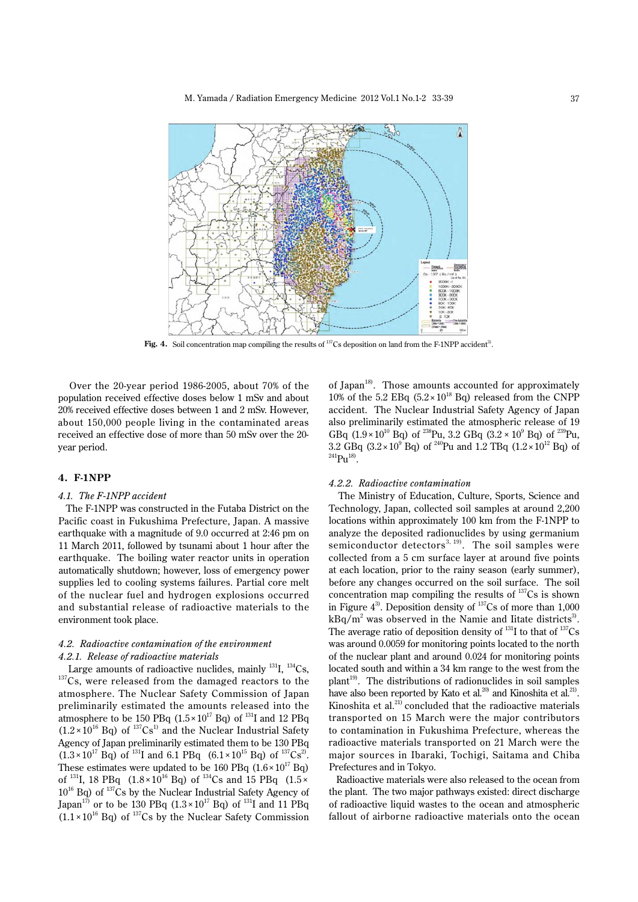**Fig. 4.** Soil concentration map compiling the results of $^{137}Cs$ deposition on land from the F-1NPP accident[3].

Over the 20-year period 1986-2005, about 70% of the population received effective doses below 1 mSv and about 20% received effective doses between 1 and 2 mSv. However, about 150,000 people living in the contaminated areas received an effective dose of more than 50 mSv over the 20-year period.

## 4. F-1NPP

### 4.1. The F-1NPP accident

The F-1NPP was constructed in the Futaba District on the Pacific coast in Fukushima Prefecture, Japan. A massive earthquake with a magnitude of 9.0 occurred at 2:46 pm on 11 March 2011, followed by tsunami about 1 hour after the earthquake. The boiling water reactor units in operation automatically shutdown; however, loss of emergency power supplies led to cooling systems failures. Partial core melt of the nuclear fuel and hydrogen explosions occurred and substantial release of radioactive materials to the environment took place.

### 4.2. Radioactive contamination of the environment

#### 4.2.1. Release of radioactive materials

Large amounts of radioactive nuclides, mainly $^{131}I$, $^{134}Cs$, $^{137}Cs$, were released from the damaged reactors to the atmosphere. The Nuclear Safety Commission of Japan preliminarily estimated the amounts released into the atmosphere to be 150 PBq ($1.5\times10^{17}$ Bq) of $^{131}I$ and 12 PBq ($1.2\times10^{16}$ Bq) of $^{137}Cs$[1] and the Nuclear Industrial Safety Agency of Japan preliminarily estimated them to be 130 PBq ($1.3\times10^{17}$ Bq) of $^{131}I$ and 6.1 PBq ($6.1\times10^{15}$ Bq) of $^{137}Cs$[2]. These estimates were updated to be 160 PBq ($1.6\times10^{17}$ Bq) of $^{131}I$, 18 PBq ($1.8\times10^{16}$ Bq) of $^{134}Cs$ and 15 PBq ($1.5\times10^{16}$ Bq) of $^{137}Cs$ by the Nuclear Industrial Safety Agency of Japan[17] or to be 130 PBq ($1.3\times10^{17}$ Bq) of $^{131}I$ and 11 PBq ($1.1\times10^{16}$ Bq) of $^{137}Cs$ by the Nuclear Safety Commission of Japan[18]. Those amounts accounted for approximately 10% of the 5.2 EBq ($5.2\times10^{18}$ Bq) released from the CNPP accident. The Nuclear Industrial Safety Agency of Japan also preliminarily estimated the atmospheric release of 19 GBq ($1.9\times10^{10}$ Bq) of $^{238}Pu$, 3.2 GBq ($3.2\times10^{9}$ Bq) of $^{239}Pu$, 3.2 GBq ($3.2\times10^{9}$ Bq) of $^{240}Pu$ and 1.2 TBq ($1.2\times10^{12}$ Bq) of $^{241}Pu$[18].

#### 4.2.2. Radioactive contamination

The Ministry of Education, Culture, Sports, Science and Technology, Japan, collected soil samples at around 2,200 locations within approximately 100 km from the F-1NPP to analyze the deposited radionuclides by using germanium semiconductor detectors[3, 19]. The soil samples were collected from a 5 cm surface layer at around five points at each location, prior to the rainy season (early summer), before any changes occurred on the soil surface. The soil concentration map compiling the results of $^{137}Cs$ is shown in Figure 4[3]. Deposition density of $^{137}Cs$ of more than 1,000 $kBq/m^2$ was observed in the Namie and Iitate districts[3]. The average ratio of deposition density of $^{131}I$ to that of $^{137}Cs$ was around 0.0059 for monitoring points located to the north of the nuclear plant and around 0.024 for monitoring points located south and within a 34 km range to the west from the plant[19]. The distributions of radionuclides in soil samples have also been reported by Kato et al.[20] and Kinoshita et al.[21]. Kinoshita et al.[21] concluded that the radioactive materials transported on 15 March were the major contributors to contamination in Fukushima Prefecture, whereas the radioactive materials transported on 21 March were the major sources in Ibaraki, Tochigi, Saitama and Chiba Prefectures and in Tokyo.

Radioactive materials were also released to the ocean from the plant. The two major pathways existed: direct discharge of radioactive liquid wastes to the ocean and atmospheric fallout of airborne radioactive materials onto the ocean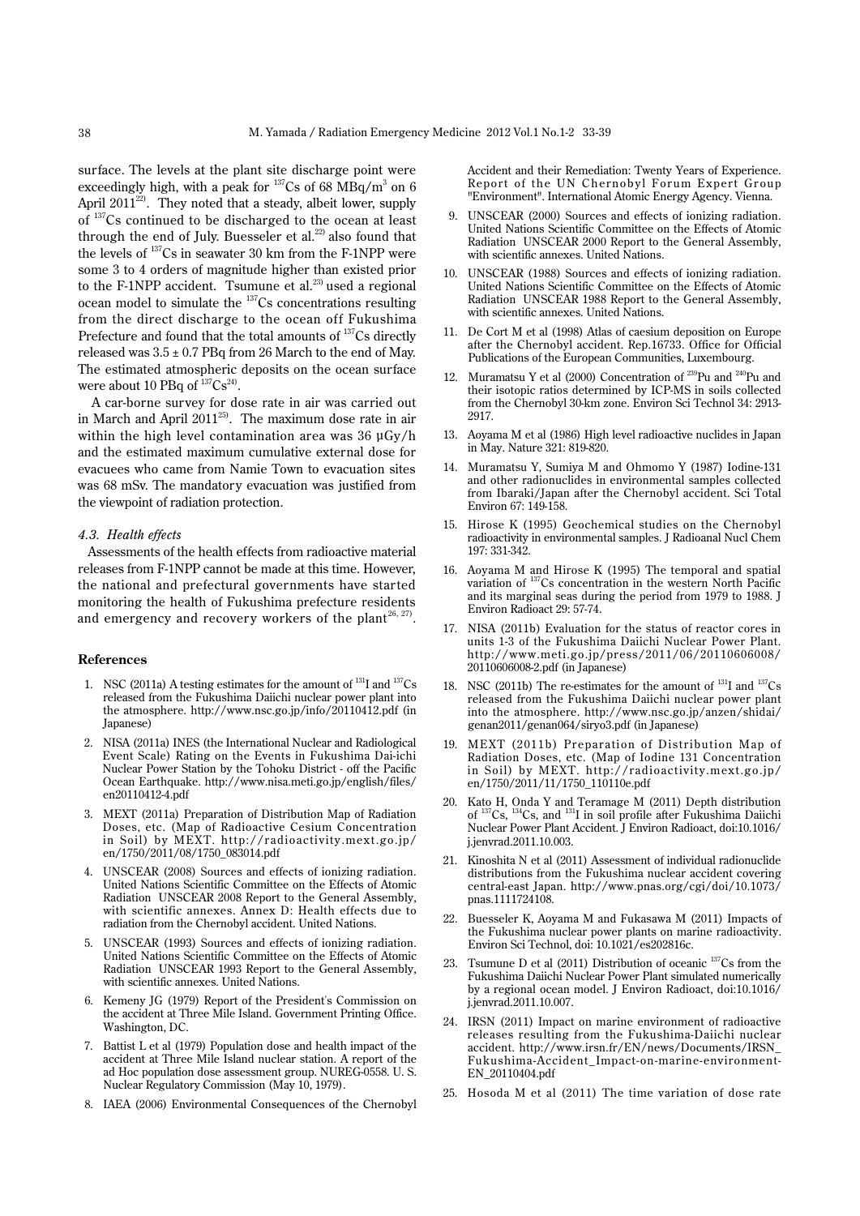surface. The levels at the plant site discharge point were exceedingly high, with a peak for $^{137}$Cs of 68 MBq/m$^3$ on 6 April 2011[22]. They noted that a steady, albeit lower, supply of $^{137}$Cs continued to be discharged to the ocean at least through the end of July. Buesseler et al.[22] also found that the levels of $^{137}$Cs in seawater 30 km from the F-1NPP were some 3 to 4 orders of magnitude higher than existed prior to the F-1NPP accident. Tsumune et al.[23] used a regional ocean model to simulate the $^{137}$Cs concentrations resulting from the direct discharge to the ocean off Fukushima Prefecture and found that the total amounts of $^{137}$Cs directly released was $3.5 \pm 0.7$ PBq from 26 March to the end of May. The estimated atmospheric deposits on the ocean surface were about 10 PBq of $^{137}$Cs[24].

A car-borne survey for dose rate in air was carried out in March and April 2011[25]. The maximum dose rate in air within the high level contamination area was 36 μGy/h and the estimated maximum cumulative external dose for evacuees who came from Namie Town to evacuation sites was 68 mSv. The mandatory evacuation was justified from the viewpoint of radiation protection.

### *4.3. Health effects*

Assessments of the health effects from radioactive material releases from F-1NPP cannot be made at this time. However, the national and prefectural governments have started monitoring the health of Fukushima prefecture residents and emergency and recovery workers of the plant[26, 27].

## References

1. NSC (2011a) A testing estimates for the amount of $^{131}$I and $^{137}$Cs released from the Fukushima Daiichi nuclear power plant into the atmosphere. http://www.nsc.go.jp/info/20110412.pdf (in Japanese)
2. NISA (2011a) INES (the International Nuclear and Radiological Event Scale) Rating on the Events in Fukushima Dai-ichi Nuclear Power Station by the Tohoku District - off the Pacific Ocean Earthquake. http://www.nisa.meti.go.jp/english/files/en20110412-4.pdf
3. MEXT (2011a) Preparation of Distribution Map of Radiation Doses, etc. (Map of Radioactive Cesium Concentration in Soil) by MEXT. http://radioactivity.mext.go.jp/en/1750/2011/08/1750_083014.pdf
4. UNSCEAR (2008) Sources and effects of ionizing radiation. United Nations Scientific Committee on the Effects of Atomic Radiation UNSCEAR 2008 Report to the General Assembly, with scientific annexes. Annex D: Health effects due to radiation from the Chernobyl accident. United Nations.
5. UNSCEAR (1993) Sources and effects of ionizing radiation. United Nations Scientific Committee on the Effects of Atomic Radiation UNSCEAR 1993 Report to the General Assembly, with scientific annexes. United Nations.
6. Kemeny JG (1979) Report of the President's Commission on the accident at Three Mile Island. Government Printing Office. Washington, DC.
7. Battist L et al (1979) Population dose and health impact of the accident at Three Mile Island nuclear station. A report of the ad Hoc population dose assessment group. NUREG-0558. U. S. Nuclear Regulatory Commission (May 10, 1979).
8. IAEA (2006) Environmental Consequences of the Chernobyl Accident and their Remediation: Twenty Years of Experience. Report of the UN Chernobyl Forum Expert Group "Environment". International Atomic Energy Agency. Vienna.
9. UNSCEAR (2000) Sources and effects of ionizing radiation. United Nations Scientific Committee on the Effects of Atomic Radiation UNSCEAR 2000 Report to the General Assembly, with scientific annexes. United Nations.
10. UNSCEAR (1988) Sources and effects of ionizing radiation. United Nations Scientific Committee on the Effects of Atomic Radiation UNSCEAR 1988 Report to the General Assembly, with scientific annexes. United Nations.
11. De Cort M et al (1998) Atlas of caesium deposition on Europe after the Chernobyl accident. Rep.16733. Office for Official Publications of the European Communities, Luxembourg.
12. Muramatsu Y et al (2000) Concentration of $^{239}$Pu and $^{240}$Pu and their isotopic ratios determined by ICP-MS in soils collected from the Chernobyl 30-km zone. Environ Sci Technol 34: 2913-2917.
13. Aoyama M et al (1986) High level radioactive nuclides in Japan in May. Nature 321: 819-820.
14. Muramatsu Y, Sumiya M and Ohmomo Y (1987) Iodine-131 and other radionuclides in environmental samples collected from Ibaraki/Japan after the Chernobyl accident. Sci Total Environ 67: 149-158.
15. Hirose K (1995) Geochemical studies on the Chernobyl radioactivity in environmental samples. J Radioanal Nucl Chem 197: 331-342.
16. Aoyama M and Hirose K (1995) The temporal and spatial variation of $^{137}$Cs concentration in the western North Pacific and its marginal seas during the period from 1979 to 1988. J Environ Radioact 29: 57-74.
17. NISA (2011b) Evaluation for the status of reactor cores in units 1-3 of the Fukushima Daiichi Nuclear Power Plant. http://www.meti.go.jp/press/2011/06/20110606008/20110606008-2.pdf (in Japanese)
18. NSC (2011b) The re-estimates for the amount of $^{131}$I and $^{137}$Cs released from the Fukushima Daiichi nuclear power plant into the atmosphere. http://www.nsc.go.jp/anzen/shidai/genan2011/genan064/siryo3.pdf (in Japanese)
19. MEXT (2011b) Preparation of Distribution Map of Radiation Doses, etc. (Map of Iodine 131 Concentration in Soil) by MEXT. http://radioactivity.mext.go.jp/en/1750/2011/11/1750_110110e.pdf
20. Kato H, Onda Y and Teramage M (2011) Depth distribution of $^{137}$Cs, $^{134}$Cs, and $^{131}$I in soil profile after Fukushima Daiichi Nuclear Power Plant Accident. J Environ Radioact, doi:10.1016/j.jenvrad.2011.10.003.
21. Kinoshita N et al (2011) Assessment of individual radionuclide distributions from the Fukushima nuclear accident covering central-east Japan. http://www.pnas.org/cgi/doi/10.1073/pnas.1111724108.
22. Buesseler K, Aoyama M and Fukasawa M (2011) Impacts of the Fukushima nuclear power plants on marine radioactivity. Environ Sci Technol, doi: 10.1021/es202816c.
23. Tsumune D et al (2011) Distribution of oceanic $^{137}$Cs from the Fukushima Daiichi Nuclear Power Plant simulated numerically by a regional ocean model. J Environ Radioact, doi:10.1016/j.jenvrad.2011.10.007.
24. IRSN (2011) Impact on marine environment of radioactive releases resulting from the Fukushima-Daiichi nuclear accident. http://www.irsn.fr/EN/news/Documents/IRSN_Fukushima-Accident_Impact-on-marine-environment-EN_20110404.pdf
25. Hosoda M et al (2011) The time variation of dose rate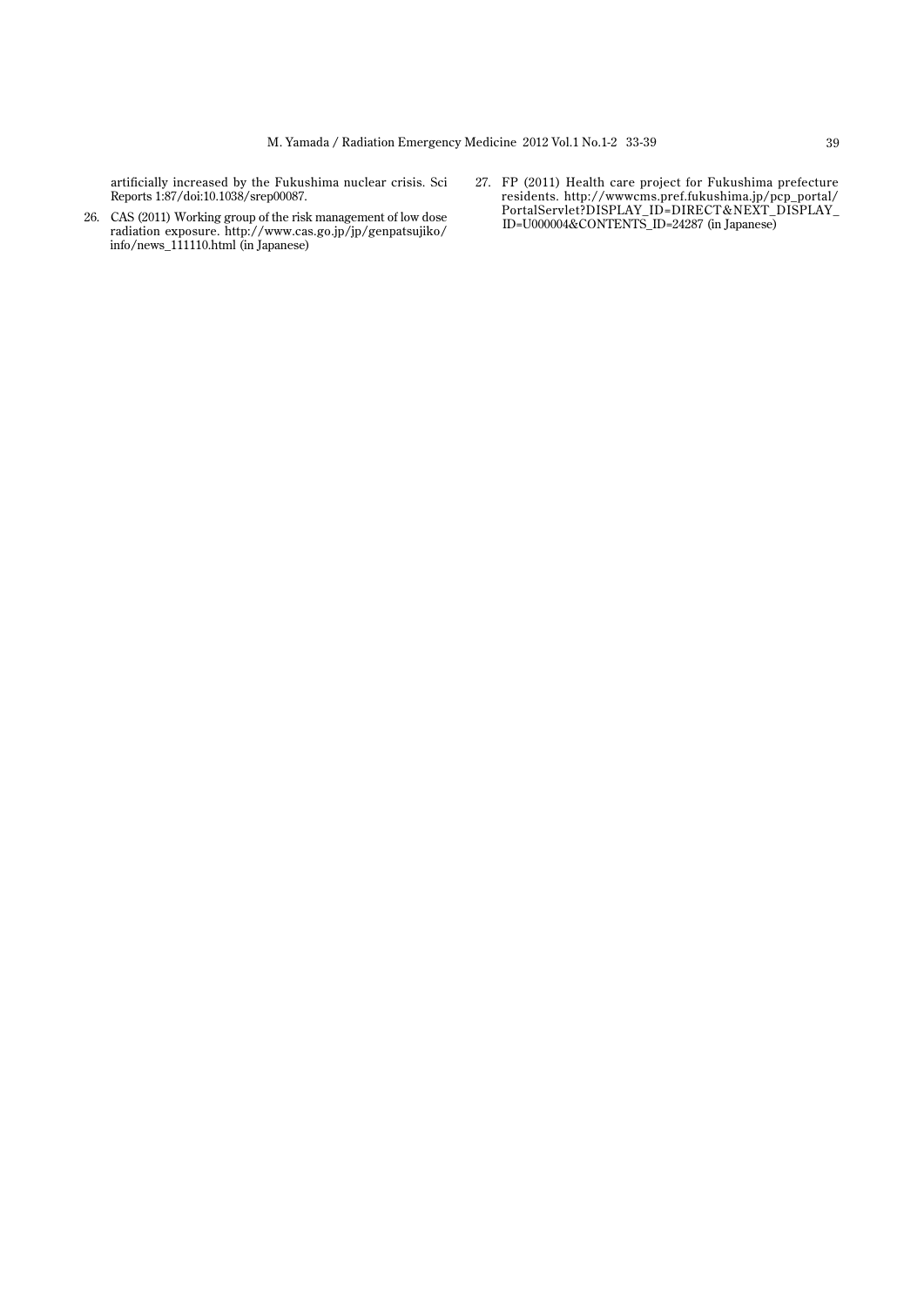artificially increased by the Fukushima nuclear crisis. Sci Reports 1:87/doi:10.1038/srep00087.

26. CAS (2011) Working group of the risk management of low dose radiation exposure. http://www.cas.go.jp/jp/genpatsujiko/info/news_111110.html (in Japanese)

27. FP (2011) Health care project for Fukushima prefecture residents. http://wwwcms.pref.fukushima.jp/pcp_portal/PortalServlet?DISPLAY_ID=DIRECT&NEXT_DISPLAY_ID=U000004&CONTENTS_ID=24287 (in Japanese)